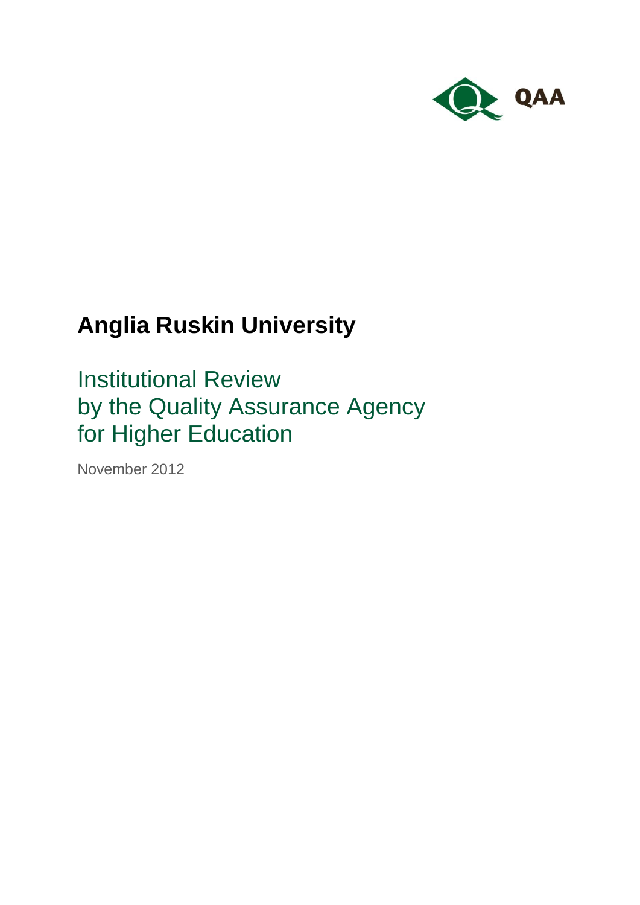QAA

# Anglia Ruskin University

## Institutional Review by the Quality Assurance Agency for Higher Education

November 2012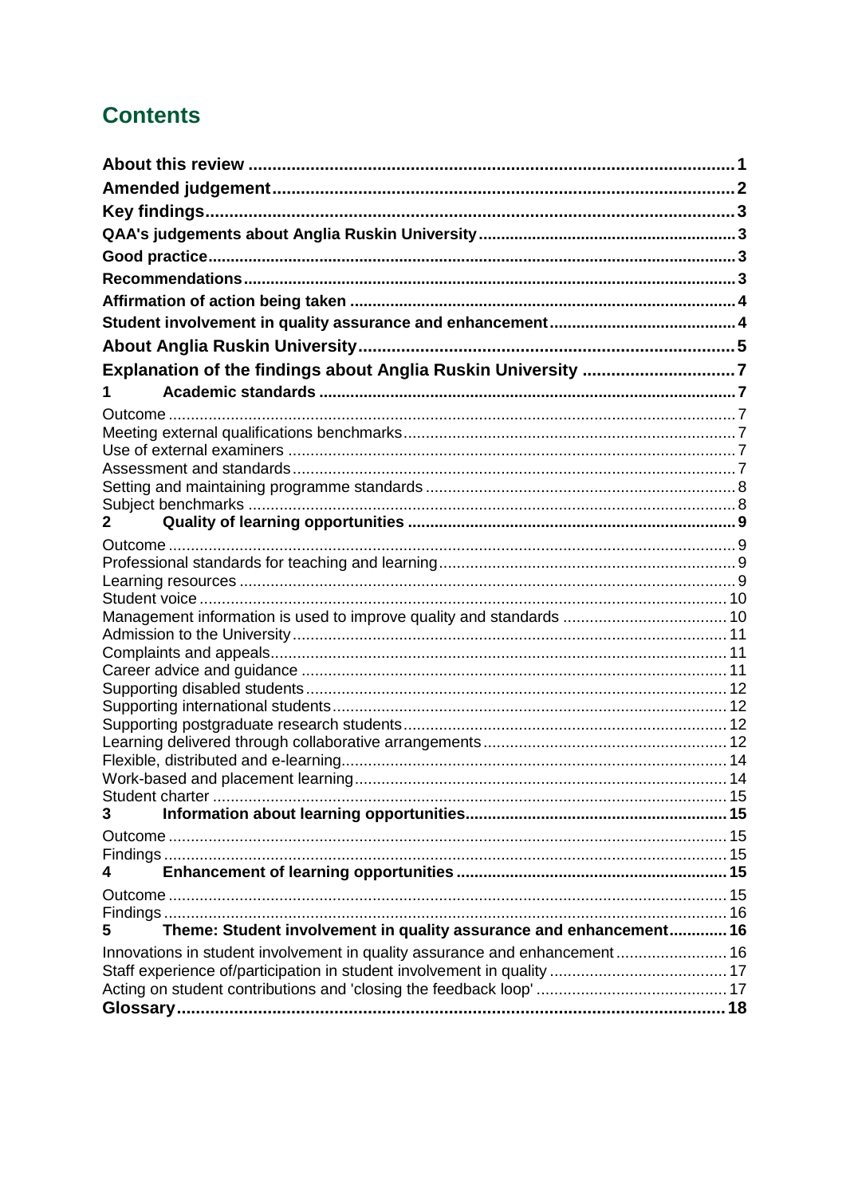## Contents

**About this review** ... 1
**Amended judgement** ... 2
**Key findings** ... 3
**QAA's judgements about Anglia Ruskin University** ... 3
**Good practice** ... 3
**Recommendations** ... 3
**Affirmation of action being taken** ... 4
**Student involvement in quality assurance and enhancement** ... 4
**About Anglia Ruskin University** ... 5
**Explanation of the findings about Anglia Ruskin University** ... 7
**1 Academic standards** ... 7
Outcome ... 7
Meeting external qualifications benchmarks ... 7
Use of external examiners ... 7
Assessment and standards ... 7
Setting and maintaining programme standards ... 8
Subject benchmarks ... 8
**2 Quality of learning opportunities** ... 9
Outcome ... 9
Professional standards for teaching and learning ... 9
Learning resources ... 9
Student voice ... 10
Management information is used to improve quality and standards ... 10
Admission to the University ... 11
Complaints and appeals ... 11
Career advice and guidance ... 11
Supporting disabled students ... 12
Supporting international students ... 12
Supporting postgraduate research students ... 12
Learning delivered through collaborative arrangements ... 12
Flexible, distributed and e-learning ... 14
Work-based and placement learning ... 14
Student charter ... 15
**3 Information about learning opportunities** ... 15
Outcome ... 15
Findings ... 15
**4 Enhancement of learning opportunities** ... 15
Outcome ... 15
Findings ... 16
**5 Theme: Student involvement in quality assurance and enhancement** ... 16
Innovations in student involvement in quality assurance and enhancement ... 16
Staff experience of/participation in student involvement in quality ... 17
Acting on student contributions and 'closing the feedback loop' ... 17
**Glossary** ... 18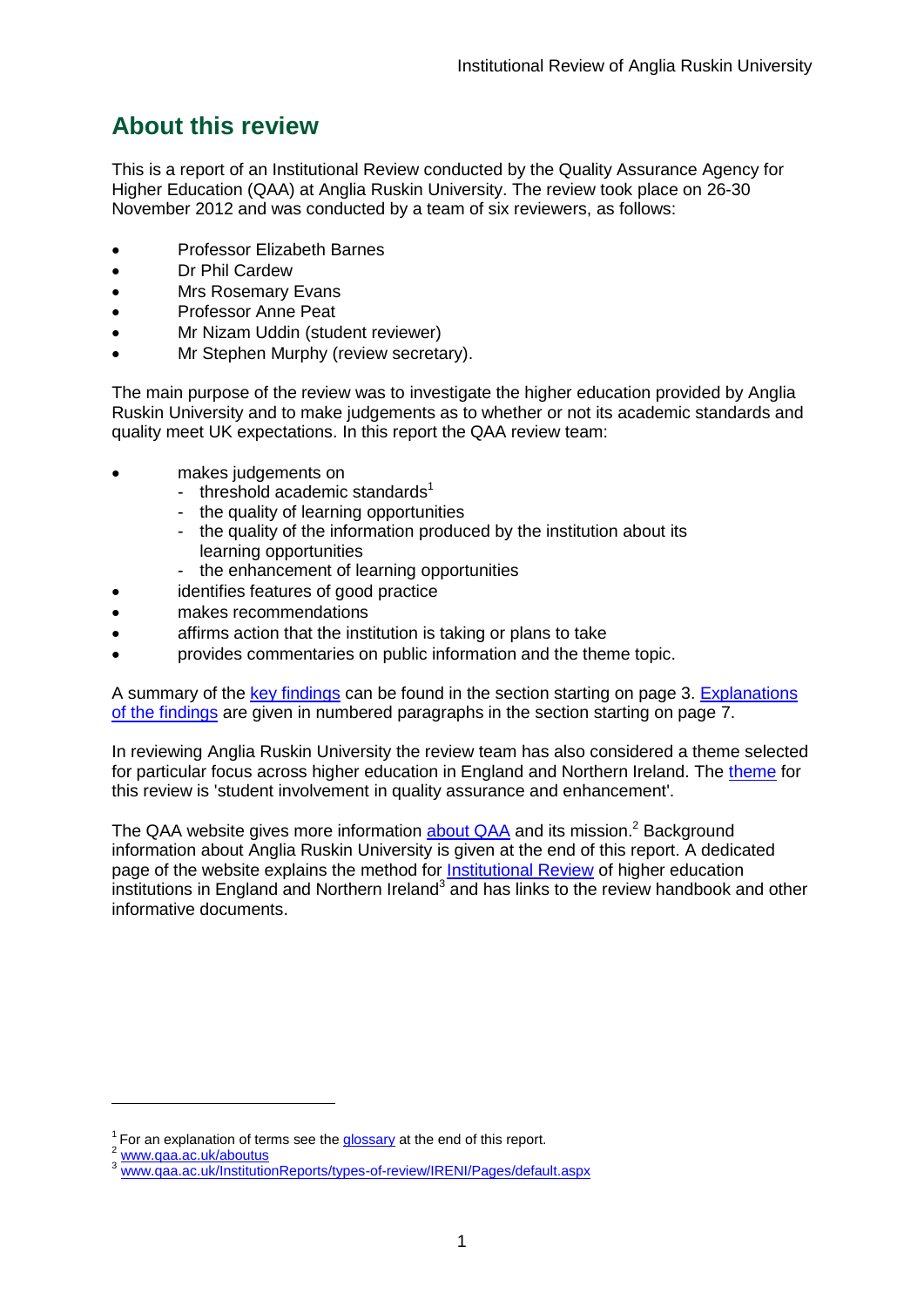## About this review

This is a report of an Institutional Review conducted by the Quality Assurance Agency for Higher Education (QAA) at Anglia Ruskin University. The review took place on 26-30 November 2012 and was conducted by a team of six reviewers, as follows:

- Professor Elizabeth Barnes
- Dr Phil Cardew
- Mrs Rosemary Evans
- Professor Anne Peat
- Mr Nizam Uddin (student reviewer)
- Mr Stephen Murphy (review secretary).

The main purpose of the review was to investigate the higher education provided by Anglia Ruskin University and to make judgements as to whether or not its academic standards and quality meet UK expectations. In this report the QAA review team:

- makes judgements on
  - threshold academic standards[1]
  - the quality of learning opportunities
  - the quality of the information produced by the institution about its learning opportunities
  - the enhancement of learning opportunities
- identifies features of good practice
- makes recommendations
- affirms action that the institution is taking or plans to take
- provides commentaries on public information and the theme topic.

A summary of the key findings can be found in the section starting on page 3. Explanations of the findings are given in numbered paragraphs in the section starting on page 7.

In reviewing Anglia Ruskin University the review team has also considered a theme selected for particular focus across higher education in England and Northern Ireland. The theme for this review is 'student involvement in quality assurance and enhancement'.

The QAA website gives more information about QAA and its mission.[2] Background information about Anglia Ruskin University is given at the end of this report. A dedicated page of the website explains the method for Institutional Review of higher education institutions in England and Northern Ireland[3] and has links to the review handbook and other informative documents.

---

[1] For an explanation of terms see the glossary at the end of this report.
[2] www.qaa.ac.uk/aboutus
[3] www.qaa.ac.uk/InstitutionReports/types-of-review/IRENI/Pages/default.aspx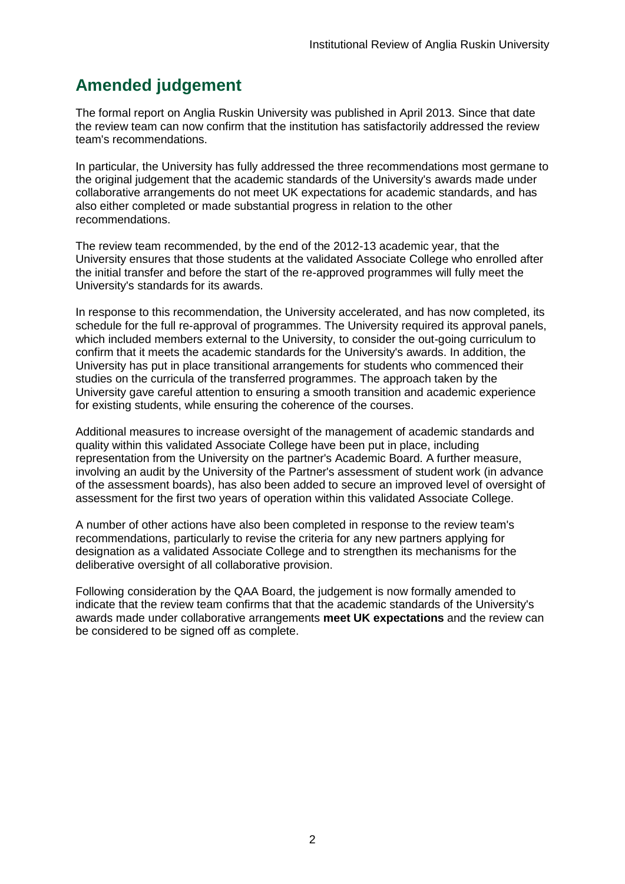## Amended judgement

The formal report on Anglia Ruskin University was published in April 2013. Since that date the review team can now confirm that the institution has satisfactorily addressed the review team's recommendations.

In particular, the University has fully addressed the three recommendations most germane to the original judgement that the academic standards of the University's awards made under collaborative arrangements do not meet UK expectations for academic standards, and has also either completed or made substantial progress in relation to the other recommendations.

The review team recommended, by the end of the 2012-13 academic year, that the University ensures that those students at the validated Associate College who enrolled after the initial transfer and before the start of the re-approved programmes will fully meet the University's standards for its awards.

In response to this recommendation, the University accelerated, and has now completed, its schedule for the full re-approval of programmes. The University required its approval panels, which included members external to the University, to consider the out-going curriculum to confirm that it meets the academic standards for the University's awards. In addition, the University has put in place transitional arrangements for students who commenced their studies on the curricula of the transferred programmes. The approach taken by the University gave careful attention to ensuring a smooth transition and academic experience for existing students, while ensuring the coherence of the courses.

Additional measures to increase oversight of the management of academic standards and quality within this validated Associate College have been put in place, including representation from the University on the partner's Academic Board. A further measure, involving an audit by the University of the Partner's assessment of student work (in advance of the assessment boards), has also been added to secure an improved level of oversight of assessment for the first two years of operation within this validated Associate College.

A number of other actions have also been completed in response to the review team's recommendations, particularly to revise the criteria for any new partners applying for designation as a validated Associate College and to strengthen its mechanisms for the deliberative oversight of all collaborative provision.

Following consideration by the QAA Board, the judgement is now formally amended to indicate that the review team confirms that that the academic standards of the University's awards made under collaborative arrangements **meet UK expectations** and the review can be considered to be signed off as complete.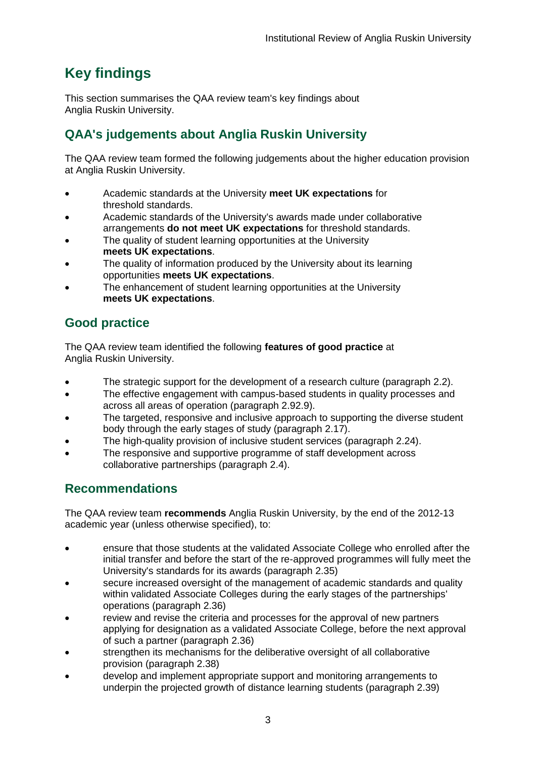# Key findings

This section summarises the QAA review team's key findings about Anglia Ruskin University.

## QAA's judgements about Anglia Ruskin University

The QAA review team formed the following judgements about the higher education provision at Anglia Ruskin University.

- Academic standards at the University **meet UK expectations** for threshold standards.
- Academic standards of the University's awards made under collaborative arrangements **do not meet UK expectations** for threshold standards.
- The quality of student learning opportunities at the University **meets UK expectations**.
- The quality of information produced by the University about its learning opportunities **meets UK expectations**.
- The enhancement of student learning opportunities at the University **meets UK expectations**.

## Good practice

The QAA review team identified the following **features of good practice** at Anglia Ruskin University.

- The strategic support for the development of a research culture (paragraph 2.2).
- The effective engagement with campus-based students in quality processes and across all areas of operation (paragraph 2.92.9).
- The targeted, responsive and inclusive approach to supporting the diverse student body through the early stages of study (paragraph 2.17).
- The high-quality provision of inclusive student services (paragraph 2.24).
- The responsive and supportive programme of staff development across collaborative partnerships (paragraph 2.4).

## Recommendations

The QAA review team **recommends** Anglia Ruskin University, by the end of the 2012-13 academic year (unless otherwise specified), to:

- ensure that those students at the validated Associate College who enrolled after the initial transfer and before the start of the re-approved programmes will fully meet the University's standards for its awards (paragraph 2.35)
- secure increased oversight of the management of academic standards and quality within validated Associate Colleges during the early stages of the partnerships' operations (paragraph 2.36)
- review and revise the criteria and processes for the approval of new partners applying for designation as a validated Associate College, before the next approval of such a partner (paragraph 2.36)
- strengthen its mechanisms for the deliberative oversight of all collaborative provision (paragraph 2.38)
- develop and implement appropriate support and monitoring arrangements to underpin the projected growth of distance learning students (paragraph 2.39)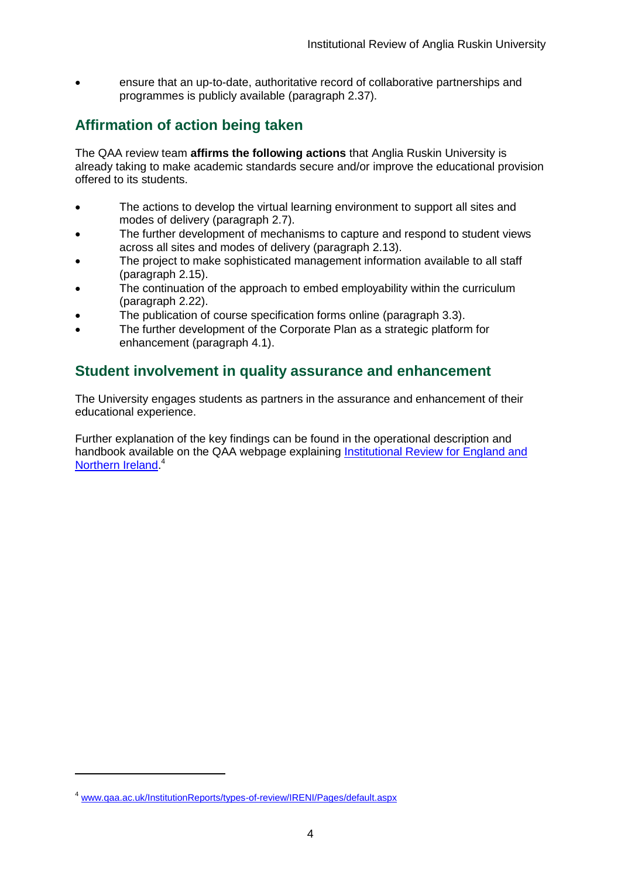- ensure that an up-to-date, authoritative record of collaborative partnerships and programmes is publicly available (paragraph 2.37).

## Affirmation of action being taken

The QAA review team **affirms the following actions** that Anglia Ruskin University is already taking to make academic standards secure and/or improve the educational provision offered to its students.

- The actions to develop the virtual learning environment to support all sites and modes of delivery (paragraph 2.7).
- The further development of mechanisms to capture and respond to student views across all sites and modes of delivery (paragraph 2.13).
- The project to make sophisticated management information available to all staff (paragraph 2.15).
- The continuation of the approach to embed employability within the curriculum (paragraph 2.22).
- The publication of course specification forms online (paragraph 3.3).
- The further development of the Corporate Plan as a strategic platform for enhancement (paragraph 4.1).

## Student involvement in quality assurance and enhancement

The University engages students as partners in the assurance and enhancement of their educational experience.

Further explanation of the key findings can be found in the operational description and handbook available on the QAA webpage explaining Institutional Review for England and Northern Ireland.[4]

---

[4] www.qaa.ac.uk/InstitutionReports/types-of-review/IRENI/Pages/default.aspx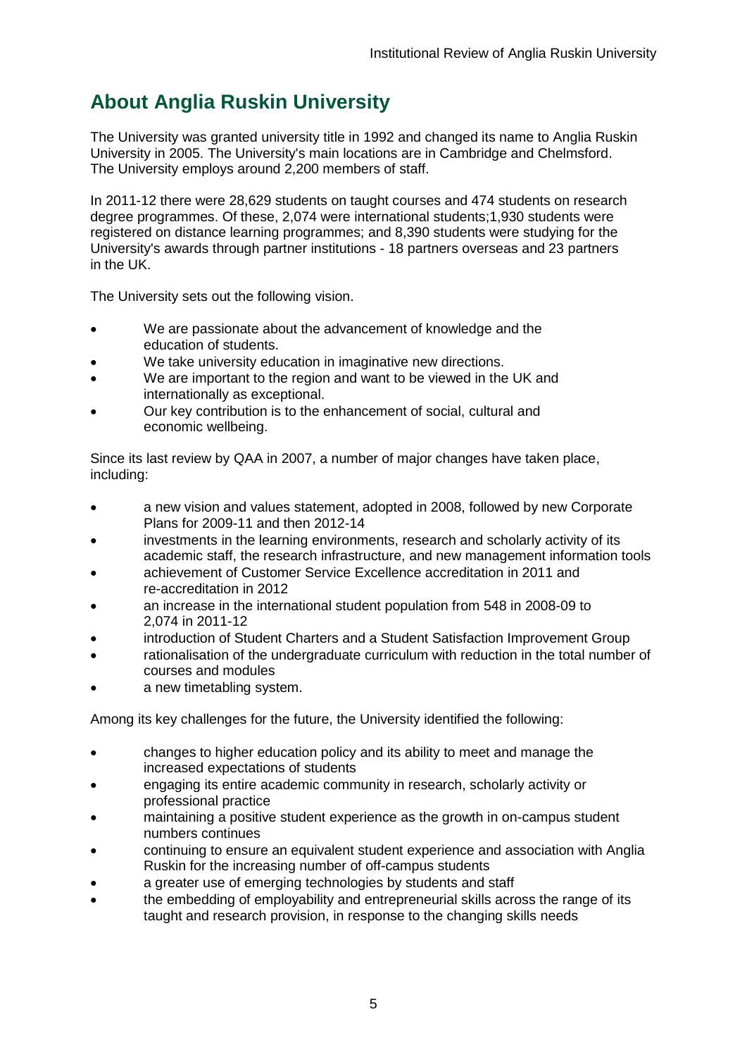## About Anglia Ruskin University

The University was granted university title in 1992 and changed its name to Anglia Ruskin University in 2005. The University's main locations are in Cambridge and Chelmsford. The University employs around 2,200 members of staff.

In 2011-12 there were 28,629 students on taught courses and 474 students on research degree programmes. Of these, 2,074 were international students;1,930 students were registered on distance learning programmes; and 8,390 students were studying for the University's awards through partner institutions - 18 partners overseas and 23 partners in the UK.

The University sets out the following vision.

- We are passionate about the advancement of knowledge and the education of students.
- We take university education in imaginative new directions.
- We are important to the region and want to be viewed in the UK and internationally as exceptional.
- Our key contribution is to the enhancement of social, cultural and economic wellbeing.

Since its last review by QAA in 2007, a number of major changes have taken place, including:

- a new vision and values statement, adopted in 2008, followed by new Corporate Plans for 2009-11 and then 2012-14
- investments in the learning environments, research and scholarly activity of its academic staff, the research infrastructure, and new management information tools
- achievement of Customer Service Excellence accreditation in 2011 and re-accreditation in 2012
- an increase in the international student population from 548 in 2008-09 to 2,074 in 2011-12
- introduction of Student Charters and a Student Satisfaction Improvement Group
- rationalisation of the undergraduate curriculum with reduction in the total number of courses and modules
- a new timetabling system.

Among its key challenges for the future, the University identified the following:

- changes to higher education policy and its ability to meet and manage the increased expectations of students
- engaging its entire academic community in research, scholarly activity or professional practice
- maintaining a positive student experience as the growth in on-campus student numbers continues
- continuing to ensure an equivalent student experience and association with Anglia Ruskin for the increasing number of off-campus students
- a greater use of emerging technologies by students and staff
- the embedding of employability and entrepreneurial skills across the range of its taught and research provision, in response to the changing skills needs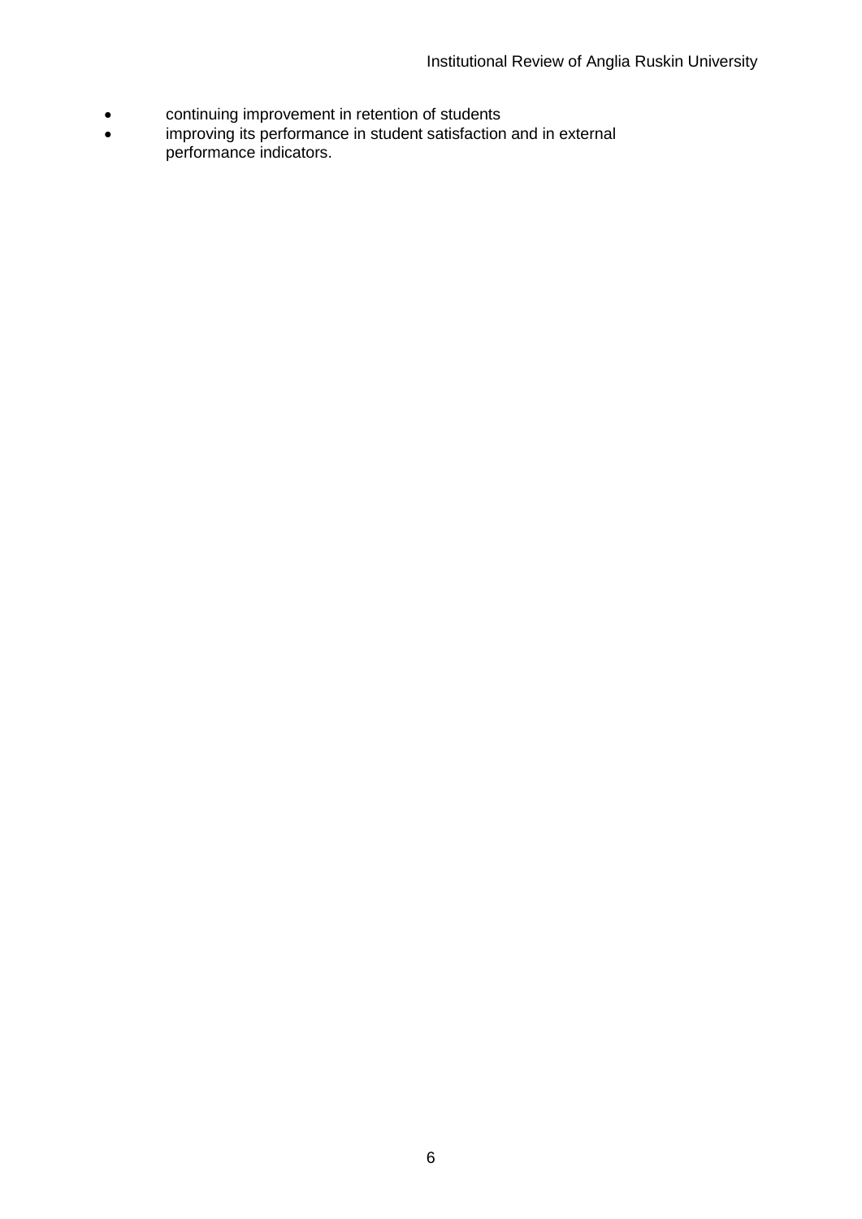- continuing improvement in retention of students
- improving its performance in student satisfaction and in external performance indicators.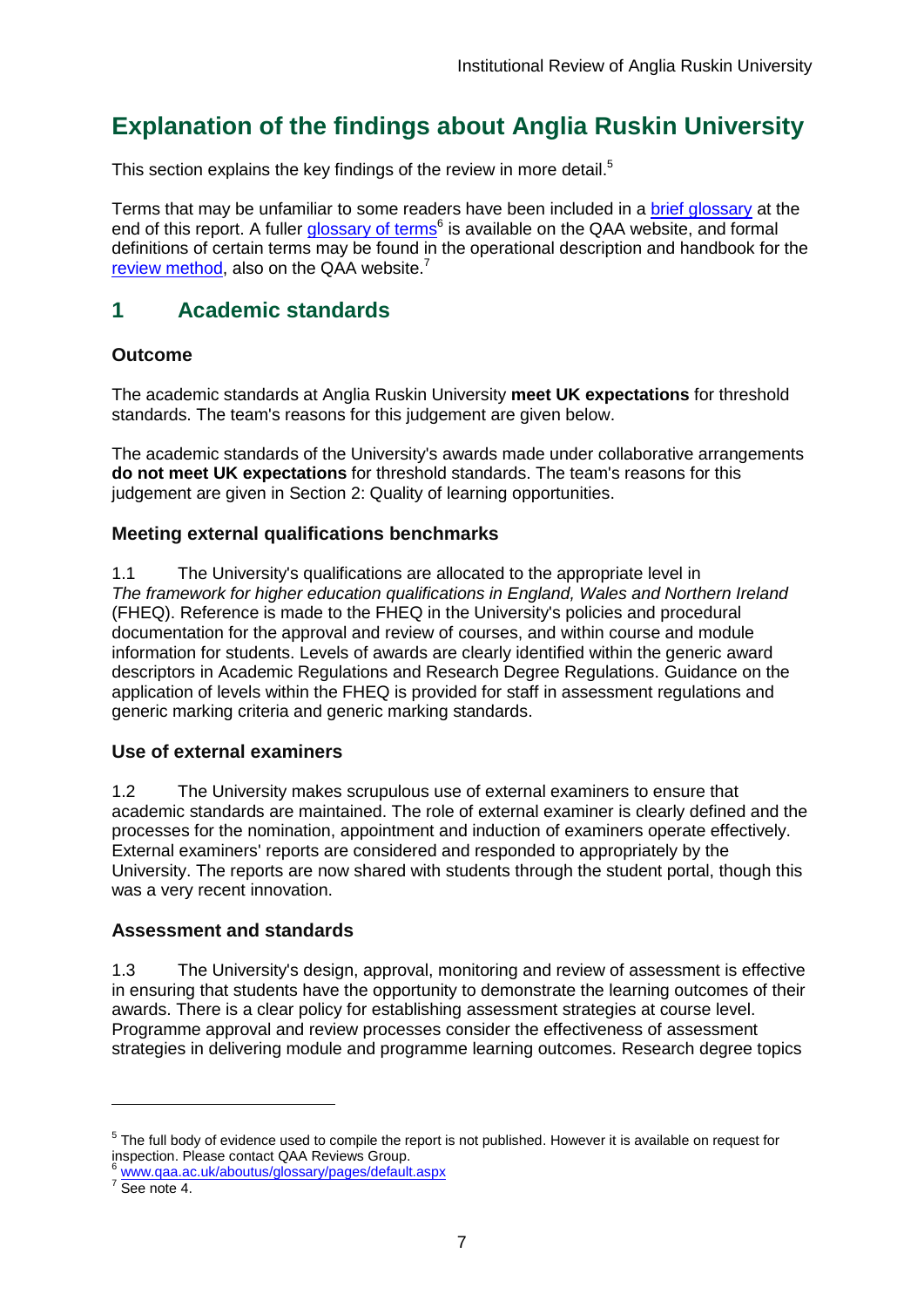# Explanation of the findings about Anglia Ruskin University

This section explains the key findings of the review in more detail.[5]

Terms that may be unfamiliar to some readers have been included in a brief glossary at the end of this report. A fuller glossary of terms[6] is available on the QAA website, and formal definitions of certain terms may be found in the operational description and handbook for the review method, also on the QAA website.[7]

## 1 Academic standards

### Outcome

The academic standards at Anglia Ruskin University **meet UK expectations** for threshold standards. The team's reasons for this judgement are given below.

The academic standards of the University's awards made under collaborative arrangements **do not meet UK expectations** for threshold standards. The team's reasons for this judgement are given in Section 2: Quality of learning opportunities.

### Meeting external qualifications benchmarks

1.1 The University's qualifications are allocated to the appropriate level in *The framework for higher education qualifications in England, Wales and Northern Ireland* (FHEQ). Reference is made to the FHEQ in the University's policies and procedural documentation for the approval and review of courses, and within course and module information for students. Levels of awards are clearly identified within the generic award descriptors in Academic Regulations and Research Degree Regulations. Guidance on the application of levels within the FHEQ is provided for staff in assessment regulations and generic marking criteria and generic marking standards.

### Use of external examiners

1.2 The University makes scrupulous use of external examiners to ensure that academic standards are maintained. The role of external examiner is clearly defined and the processes for the nomination, appointment and induction of examiners operate effectively. External examiners' reports are considered and responded to appropriately by the University. The reports are now shared with students through the student portal, though this was a very recent innovation.

### Assessment and standards

1.3 The University's design, approval, monitoring and review of assessment is effective in ensuring that students have the opportunity to demonstrate the learning outcomes of their awards. There is a clear policy for establishing assessment strategies at course level. Programme approval and review processes consider the effectiveness of assessment strategies in delivering module and programme learning outcomes. Research degree topics

---

[5] The full body of evidence used to compile the report is not published. However it is available on request for inspection. Please contact QAA Reviews Group.

[6] www.qaa.ac.uk/aboutus/glossary/pages/default.aspx

[7] See note 4.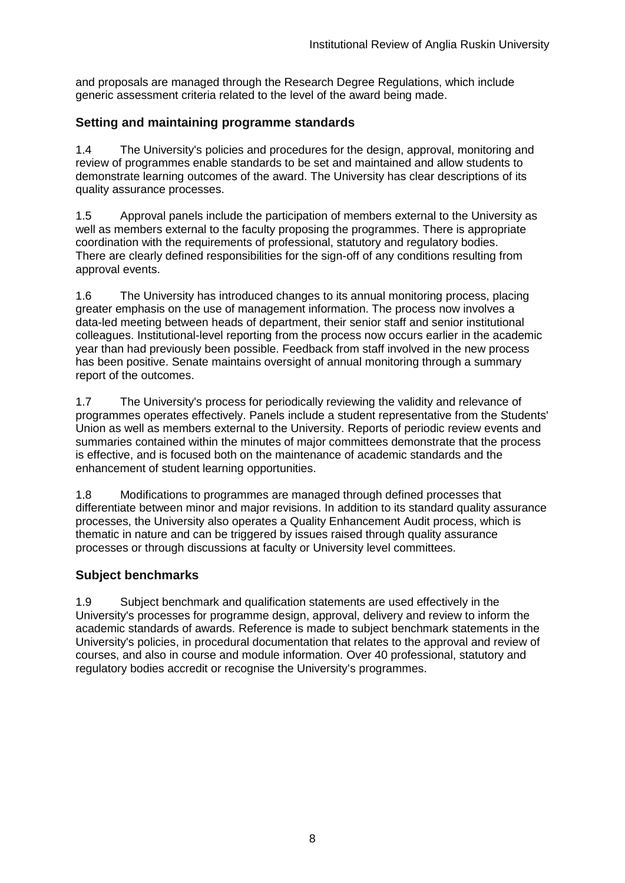and proposals are managed through the Research Degree Regulations, which include generic assessment criteria related to the level of the award being made.

## Setting and maintaining programme standards

1.4 The University's policies and procedures for the design, approval, monitoring and review of programmes enable standards to be set and maintained and allow students to demonstrate learning outcomes of the award. The University has clear descriptions of its quality assurance processes.

1.5 Approval panels include the participation of members external to the University as well as members external to the faculty proposing the programmes. There is appropriate coordination with the requirements of professional, statutory and regulatory bodies. There are clearly defined responsibilities for the sign-off of any conditions resulting from approval events.

1.6 The University has introduced changes to its annual monitoring process, placing greater emphasis on the use of management information. The process now involves a data-led meeting between heads of department, their senior staff and senior institutional colleagues. Institutional-level reporting from the process now occurs earlier in the academic year than had previously been possible. Feedback from staff involved in the new process has been positive. Senate maintains oversight of annual monitoring through a summary report of the outcomes.

1.7 The University's process for periodically reviewing the validity and relevance of programmes operates effectively. Panels include a student representative from the Students' Union as well as members external to the University. Reports of periodic review events and summaries contained within the minutes of major committees demonstrate that the process is effective, and is focused both on the maintenance of academic standards and the enhancement of student learning opportunities.

1.8 Modifications to programmes are managed through defined processes that differentiate between minor and major revisions. In addition to its standard quality assurance processes, the University also operates a Quality Enhancement Audit process, which is thematic in nature and can be triggered by issues raised through quality assurance processes or through discussions at faculty or University level committees.

## Subject benchmarks

1.9 Subject benchmark and qualification statements are used effectively in the University's processes for programme design, approval, delivery and review to inform the academic standards of awards. Reference is made to subject benchmark statements in the University's policies, in procedural documentation that relates to the approval and review of courses, and also in course and module information. Over 40 professional, statutory and regulatory bodies accredit or recognise the University's programmes.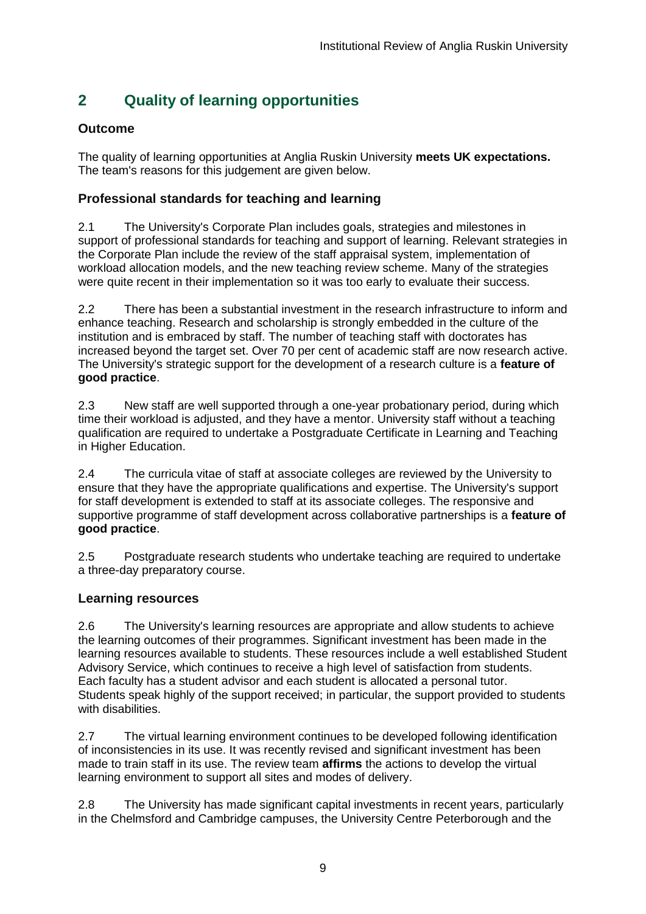## 2 Quality of learning opportunities

### Outcome

The quality of learning opportunities at Anglia Ruskin University **meets UK expectations.** The team's reasons for this judgement are given below.

### Professional standards for teaching and learning

2.1 The University's Corporate Plan includes goals, strategies and milestones in support of professional standards for teaching and support of learning. Relevant strategies in the Corporate Plan include the review of the staff appraisal system, implementation of workload allocation models, and the new teaching review scheme. Many of the strategies were quite recent in their implementation so it was too early to evaluate their success.

2.2 There has been a substantial investment in the research infrastructure to inform and enhance teaching. Research and scholarship is strongly embedded in the culture of the institution and is embraced by staff. The number of teaching staff with doctorates has increased beyond the target set. Over 70 per cent of academic staff are now research active. The University's strategic support for the development of a research culture is a **feature of good practice**.

2.3 New staff are well supported through a one-year probationary period, during which time their workload is adjusted, and they have a mentor. University staff without a teaching qualification are required to undertake a Postgraduate Certificate in Learning and Teaching in Higher Education.

2.4 The curricula vitae of staff at associate colleges are reviewed by the University to ensure that they have the appropriate qualifications and expertise. The University's support for staff development is extended to staff at its associate colleges. The responsive and supportive programme of staff development across collaborative partnerships is a **feature of good practice**.

2.5 Postgraduate research students who undertake teaching are required to undertake a three-day preparatory course.

### Learning resources

2.6 The University's learning resources are appropriate and allow students to achieve the learning outcomes of their programmes. Significant investment has been made in the learning resources available to students. These resources include a well established Student Advisory Service, which continues to receive a high level of satisfaction from students. Each faculty has a student advisor and each student is allocated a personal tutor. Students speak highly of the support received; in particular, the support provided to students with disabilities.

2.7 The virtual learning environment continues to be developed following identification of inconsistencies in its use. It was recently revised and significant investment has been made to train staff in its use. The review team **affirms** the actions to develop the virtual learning environment to support all sites and modes of delivery.

2.8 The University has made significant capital investments in recent years, particularly in the Chelmsford and Cambridge campuses, the University Centre Peterborough and the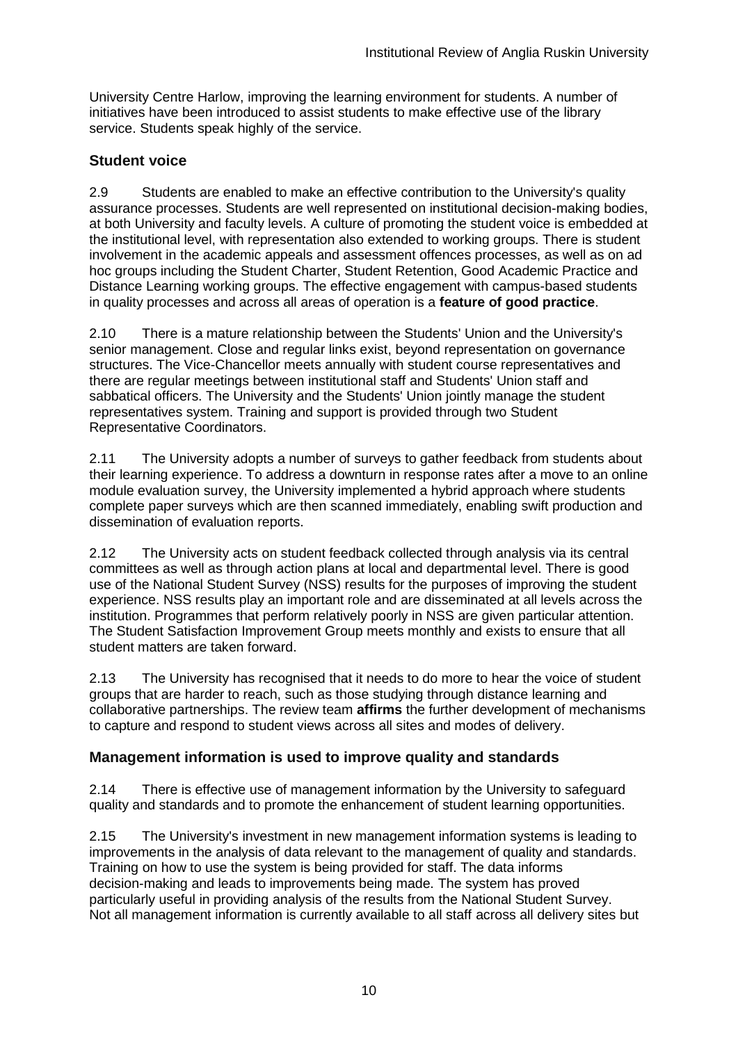University Centre Harlow, improving the learning environment for students. A number of initiatives have been introduced to assist students to make effective use of the library service. Students speak highly of the service.

## Student voice

2.9 Students are enabled to make an effective contribution to the University's quality assurance processes. Students are well represented on institutional decision-making bodies, at both University and faculty levels. A culture of promoting the student voice is embedded at the institutional level, with representation also extended to working groups. There is student involvement in the academic appeals and assessment offences processes, as well as on ad hoc groups including the Student Charter, Student Retention, Good Academic Practice and Distance Learning working groups. The effective engagement with campus-based students in quality processes and across all areas of operation is a **feature of good practice**.

2.10 There is a mature relationship between the Students' Union and the University's senior management. Close and regular links exist, beyond representation on governance structures. The Vice-Chancellor meets annually with student course representatives and there are regular meetings between institutional staff and Students' Union staff and sabbatical officers. The University and the Students' Union jointly manage the student representatives system. Training and support is provided through two Student Representative Coordinators.

2.11 The University adopts a number of surveys to gather feedback from students about their learning experience. To address a downturn in response rates after a move to an online module evaluation survey, the University implemented a hybrid approach where students complete paper surveys which are then scanned immediately, enabling swift production and dissemination of evaluation reports.

2.12 The University acts on student feedback collected through analysis via its central committees as well as through action plans at local and departmental level. There is good use of the National Student Survey (NSS) results for the purposes of improving the student experience. NSS results play an important role and are disseminated at all levels across the institution. Programmes that perform relatively poorly in NSS are given particular attention. The Student Satisfaction Improvement Group meets monthly and exists to ensure that all student matters are taken forward.

2.13 The University has recognised that it needs to do more to hear the voice of student groups that are harder to reach, such as those studying through distance learning and collaborative partnerships. The review team **affirms** the further development of mechanisms to capture and respond to student views across all sites and modes of delivery.

## Management information is used to improve quality and standards

2.14 There is effective use of management information by the University to safeguard quality and standards and to promote the enhancement of student learning opportunities.

2.15 The University's investment in new management information systems is leading to improvements in the analysis of data relevant to the management of quality and standards. Training on how to use the system is being provided for staff. The data informs decision-making and leads to improvements being made. The system has proved particularly useful in providing analysis of the results from the National Student Survey. Not all management information is currently available to all staff across all delivery sites but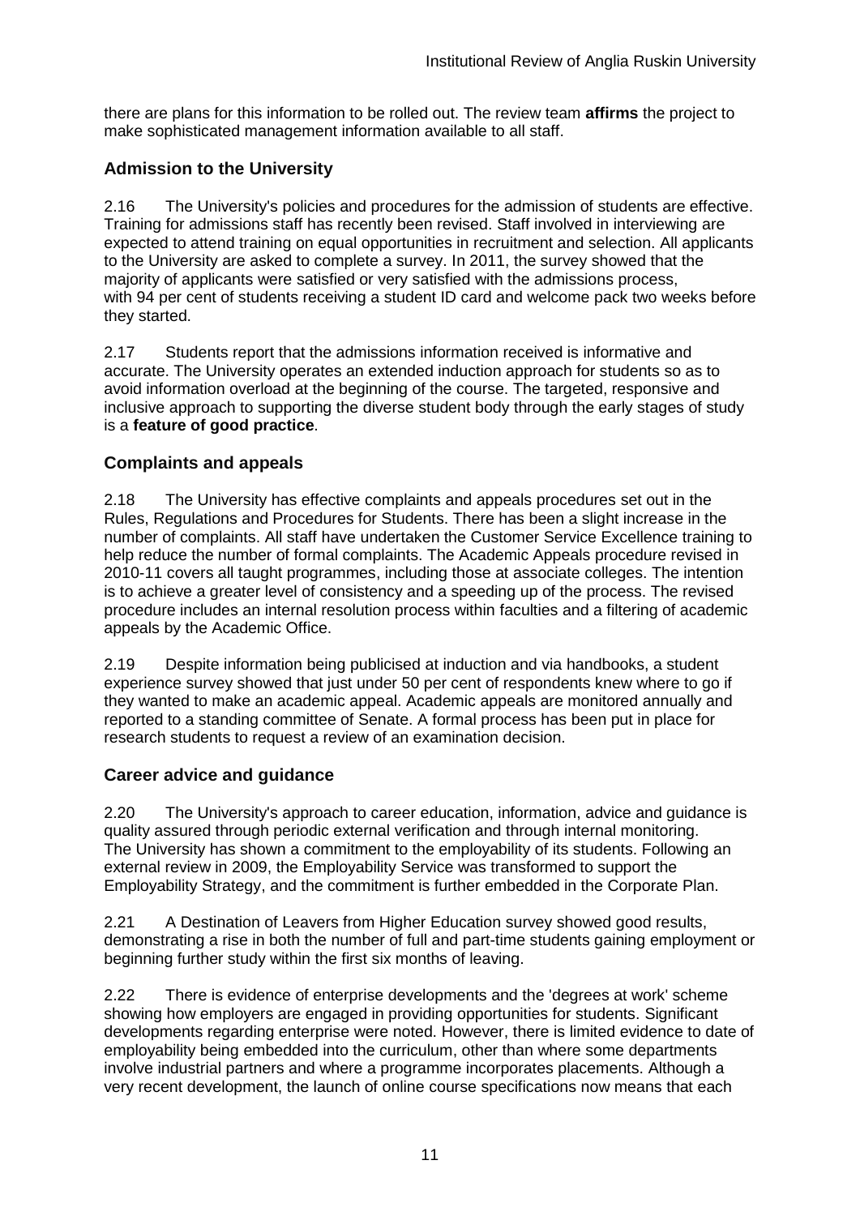there are plans for this information to be rolled out. The review team **affirms** the project to make sophisticated management information available to all staff.

## Admission to the University

2.16 The University's policies and procedures for the admission of students are effective. Training for admissions staff has recently been revised. Staff involved in interviewing are expected to attend training on equal opportunities in recruitment and selection. All applicants to the University are asked to complete a survey. In 2011, the survey showed that the majority of applicants were satisfied or very satisfied with the admissions process, with 94 per cent of students receiving a student ID card and welcome pack two weeks before they started.

2.17 Students report that the admissions information received is informative and accurate. The University operates an extended induction approach for students so as to avoid information overload at the beginning of the course. The targeted, responsive and inclusive approach to supporting the diverse student body through the early stages of study is a **feature of good practice**.

## Complaints and appeals

2.18 The University has effective complaints and appeals procedures set out in the Rules, Regulations and Procedures for Students. There has been a slight increase in the number of complaints. All staff have undertaken the Customer Service Excellence training to help reduce the number of formal complaints. The Academic Appeals procedure revised in 2010-11 covers all taught programmes, including those at associate colleges. The intention is to achieve a greater level of consistency and a speeding up of the process. The revised procedure includes an internal resolution process within faculties and a filtering of academic appeals by the Academic Office.

2.19 Despite information being publicised at induction and via handbooks, a student experience survey showed that just under 50 per cent of respondents knew where to go if they wanted to make an academic appeal. Academic appeals are monitored annually and reported to a standing committee of Senate. A formal process has been put in place for research students to request a review of an examination decision.

## Career advice and guidance

2.20 The University's approach to career education, information, advice and guidance is quality assured through periodic external verification and through internal monitoring. The University has shown a commitment to the employability of its students. Following an external review in 2009, the Employability Service was transformed to support the Employability Strategy, and the commitment is further embedded in the Corporate Plan.

2.21 A Destination of Leavers from Higher Education survey showed good results, demonstrating a rise in both the number of full and part-time students gaining employment or beginning further study within the first six months of leaving.

2.22 There is evidence of enterprise developments and the 'degrees at work' scheme showing how employers are engaged in providing opportunities for students. Significant developments regarding enterprise were noted. However, there is limited evidence to date of employability being embedded into the curriculum, other than where some departments involve industrial partners and where a programme incorporates placements. Although a very recent development, the launch of online course specifications now means that each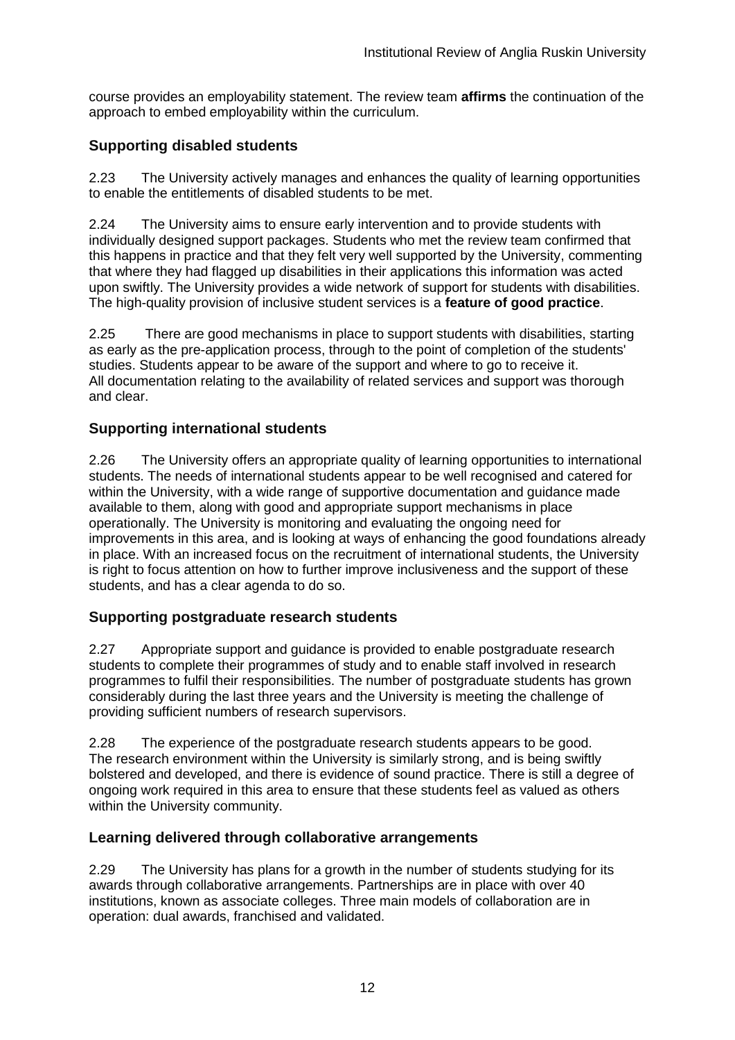course provides an employability statement. The review team **affirms** the continuation of the approach to embed employability within the curriculum.

## Supporting disabled students

2.23 The University actively manages and enhances the quality of learning opportunities to enable the entitlements of disabled students to be met.

2.24 The University aims to ensure early intervention and to provide students with individually designed support packages. Students who met the review team confirmed that this happens in practice and that they felt very well supported by the University, commenting that where they had flagged up disabilities in their applications this information was acted upon swiftly. The University provides a wide network of support for students with disabilities. The high-quality provision of inclusive student services is a **feature of good practice**.

2.25 There are good mechanisms in place to support students with disabilities, starting as early as the pre-application process, through to the point of completion of the students' studies. Students appear to be aware of the support and where to go to receive it. All documentation relating to the availability of related services and support was thorough and clear.

## Supporting international students

2.26 The University offers an appropriate quality of learning opportunities to international students. The needs of international students appear to be well recognised and catered for within the University, with a wide range of supportive documentation and guidance made available to them, along with good and appropriate support mechanisms in place operationally. The University is monitoring and evaluating the ongoing need for improvements in this area, and is looking at ways of enhancing the good foundations already in place. With an increased focus on the recruitment of international students, the University is right to focus attention on how to further improve inclusiveness and the support of these students, and has a clear agenda to do so.

## Supporting postgraduate research students

2.27 Appropriate support and guidance is provided to enable postgraduate research students to complete their programmes of study and to enable staff involved in research programmes to fulfil their responsibilities. The number of postgraduate students has grown considerably during the last three years and the University is meeting the challenge of providing sufficient numbers of research supervisors.

2.28 The experience of the postgraduate research students appears to be good. The research environment within the University is similarly strong, and is being swiftly bolstered and developed, and there is evidence of sound practice. There is still a degree of ongoing work required in this area to ensure that these students feel as valued as others within the University community.

## Learning delivered through collaborative arrangements

2.29 The University has plans for a growth in the number of students studying for its awards through collaborative arrangements. Partnerships are in place with over 40 institutions, known as associate colleges. Three main models of collaboration are in operation: dual awards, franchised and validated.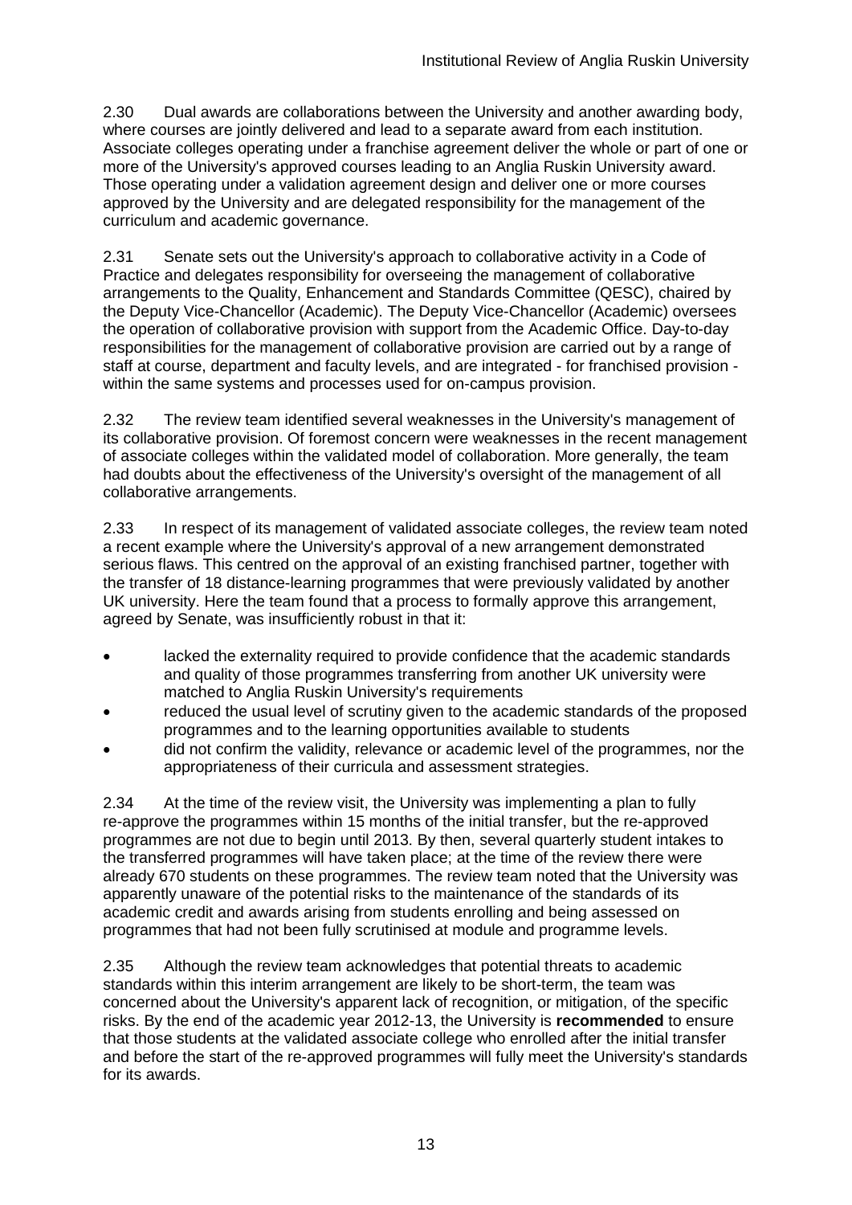2.30 Dual awards are collaborations between the University and another awarding body, where courses are jointly delivered and lead to a separate award from each institution. Associate colleges operating under a franchise agreement deliver the whole or part of one or more of the University's approved courses leading to an Anglia Ruskin University award. Those operating under a validation agreement design and deliver one or more courses approved by the University and are delegated responsibility for the management of the curriculum and academic governance.

2.31 Senate sets out the University's approach to collaborative activity in a Code of Practice and delegates responsibility for overseeing the management of collaborative arrangements to the Quality, Enhancement and Standards Committee (QESC), chaired by the Deputy Vice-Chancellor (Academic). The Deputy Vice-Chancellor (Academic) oversees the operation of collaborative provision with support from the Academic Office. Day-to-day responsibilities for the management of collaborative provision are carried out by a range of staff at course, department and faculty levels, and are integrated - for franchised provision - within the same systems and processes used for on-campus provision.

2.32 The review team identified several weaknesses in the University's management of its collaborative provision. Of foremost concern were weaknesses in the recent management of associate colleges within the validated model of collaboration. More generally, the team had doubts about the effectiveness of the University's oversight of the management of all collaborative arrangements.

2.33 In respect of its management of validated associate colleges, the review team noted a recent example where the University's approval of a new arrangement demonstrated serious flaws. This centred on the approval of an existing franchised partner, together with the transfer of 18 distance-learning programmes that were previously validated by another UK university. Here the team found that a process to formally approve this arrangement, agreed by Senate, was insufficiently robust in that it:

- lacked the externality required to provide confidence that the academic standards and quality of those programmes transferring from another UK university were matched to Anglia Ruskin University's requirements
- reduced the usual level of scrutiny given to the academic standards of the proposed programmes and to the learning opportunities available to students
- did not confirm the validity, relevance or academic level of the programmes, nor the appropriateness of their curricula and assessment strategies.

2.34 At the time of the review visit, the University was implementing a plan to fully re-approve the programmes within 15 months of the initial transfer, but the re-approved programmes are not due to begin until 2013. By then, several quarterly student intakes to the transferred programmes will have taken place; at the time of the review there were already 670 students on these programmes. The review team noted that the University was apparently unaware of the potential risks to the maintenance of the standards of its academic credit and awards arising from students enrolling and being assessed on programmes that had not been fully scrutinised at module and programme levels.

2.35 Although the review team acknowledges that potential threats to academic standards within this interim arrangement are likely to be short-term, the team was concerned about the University's apparent lack of recognition, or mitigation, of the specific risks. By the end of the academic year 2012-13, the University is **recommended** to ensure that those students at the validated associate college who enrolled after the initial transfer and before the start of the re-approved programmes will fully meet the University's standards for its awards.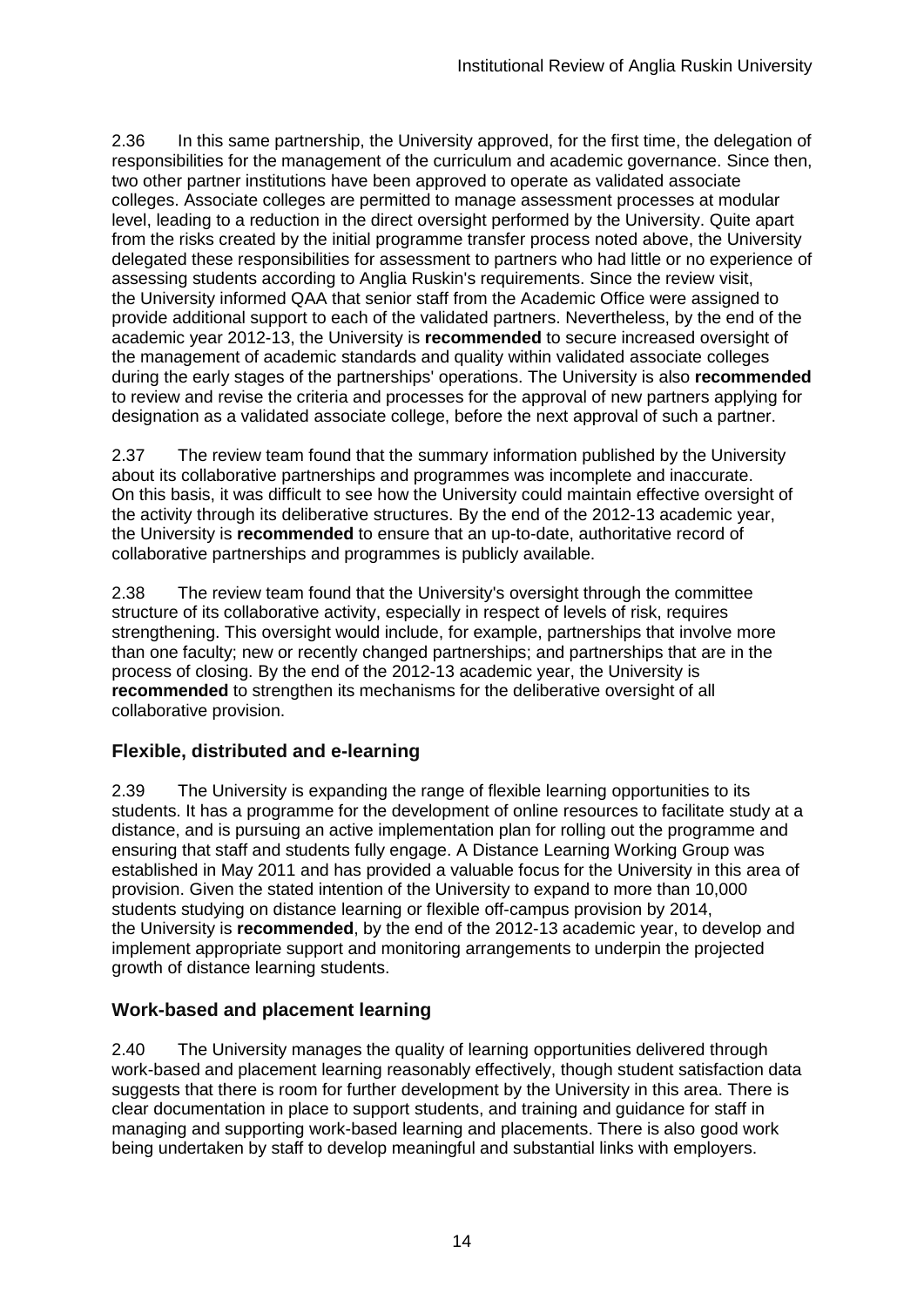2.36 In this same partnership, the University approved, for the first time, the delegation of responsibilities for the management of the curriculum and academic governance. Since then, two other partner institutions have been approved to operate as validated associate colleges. Associate colleges are permitted to manage assessment processes at modular level, leading to a reduction in the direct oversight performed by the University. Quite apart from the risks created by the initial programme transfer process noted above, the University delegated these responsibilities for assessment to partners who had little or no experience of assessing students according to Anglia Ruskin's requirements. Since the review visit, the University informed QAA that senior staff from the Academic Office were assigned to provide additional support to each of the validated partners. Nevertheless, by the end of the academic year 2012-13, the University is **recommended** to secure increased oversight of the management of academic standards and quality within validated associate colleges during the early stages of the partnerships' operations. The University is also **recommended** to review and revise the criteria and processes for the approval of new partners applying for designation as a validated associate college, before the next approval of such a partner.

2.37 The review team found that the summary information published by the University about its collaborative partnerships and programmes was incomplete and inaccurate. On this basis, it was difficult to see how the University could maintain effective oversight of the activity through its deliberative structures. By the end of the 2012-13 academic year, the University is **recommended** to ensure that an up-to-date, authoritative record of collaborative partnerships and programmes is publicly available.

2.38 The review team found that the University's oversight through the committee structure of its collaborative activity, especially in respect of levels of risk, requires strengthening. This oversight would include, for example, partnerships that involve more than one faculty; new or recently changed partnerships; and partnerships that are in the process of closing. By the end of the 2012-13 academic year, the University is **recommended** to strengthen its mechanisms for the deliberative oversight of all collaborative provision.

## Flexible, distributed and e-learning

2.39 The University is expanding the range of flexible learning opportunities to its students. It has a programme for the development of online resources to facilitate study at a distance, and is pursuing an active implementation plan for rolling out the programme and ensuring that staff and students fully engage. A Distance Learning Working Group was established in May 2011 and has provided a valuable focus for the University in this area of provision. Given the stated intention of the University to expand to more than 10,000 students studying on distance learning or flexible off-campus provision by 2014, the University is **recommended**, by the end of the 2012-13 academic year, to develop and implement appropriate support and monitoring arrangements to underpin the projected growth of distance learning students.

## Work-based and placement learning

2.40 The University manages the quality of learning opportunities delivered through work-based and placement learning reasonably effectively, though student satisfaction data suggests that there is room for further development by the University in this area. There is clear documentation in place to support students, and training and guidance for staff in managing and supporting work-based learning and placements. There is also good work being undertaken by staff to develop meaningful and substantial links with employers.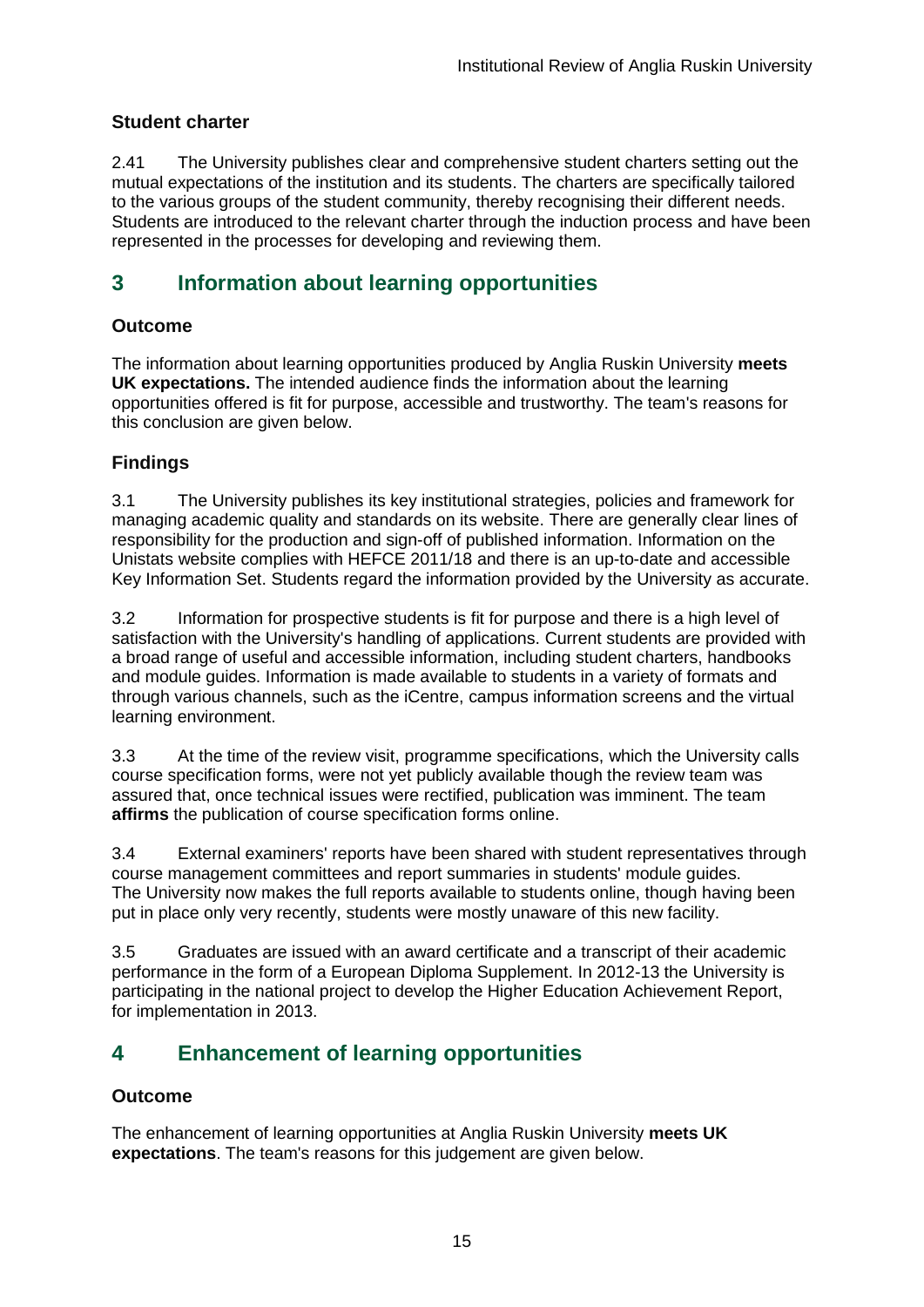### Student charter

2.41 The University publishes clear and comprehensive student charters setting out the mutual expectations of the institution and its students. The charters are specifically tailored to the various groups of the student community, thereby recognising their different needs. Students are introduced to the relevant charter through the induction process and have been represented in the processes for developing and reviewing them.

## 3 Information about learning opportunities

### Outcome

The information about learning opportunities produced by Anglia Ruskin University **meets UK expectations.** The intended audience finds the information about the learning opportunities offered is fit for purpose, accessible and trustworthy. The team's reasons for this conclusion are given below.

### Findings

3.1 The University publishes its key institutional strategies, policies and framework for managing academic quality and standards on its website. There are generally clear lines of responsibility for the production and sign-off of published information. Information on the Unistats website complies with HEFCE 2011/18 and there is an up-to-date and accessible Key Information Set. Students regard the information provided by the University as accurate.

3.2 Information for prospective students is fit for purpose and there is a high level of satisfaction with the University's handling of applications. Current students are provided with a broad range of useful and accessible information, including student charters, handbooks and module guides. Information is made available to students in a variety of formats and through various channels, such as the iCentre, campus information screens and the virtual learning environment.

3.3 At the time of the review visit, programme specifications, which the University calls course specification forms, were not yet publicly available though the review team was assured that, once technical issues were rectified, publication was imminent. The team **affirms** the publication of course specification forms online.

3.4 External examiners' reports have been shared with student representatives through course management committees and report summaries in students' module guides. The University now makes the full reports available to students online, though having been put in place only very recently, students were mostly unaware of this new facility.

3.5 Graduates are issued with an award certificate and a transcript of their academic performance in the form of a European Diploma Supplement. In 2012-13 the University is participating in the national project to develop the Higher Education Achievement Report, for implementation in 2013.

## 4 Enhancement of learning opportunities

### Outcome

The enhancement of learning opportunities at Anglia Ruskin University **meets UK expectations**. The team's reasons for this judgement are given below.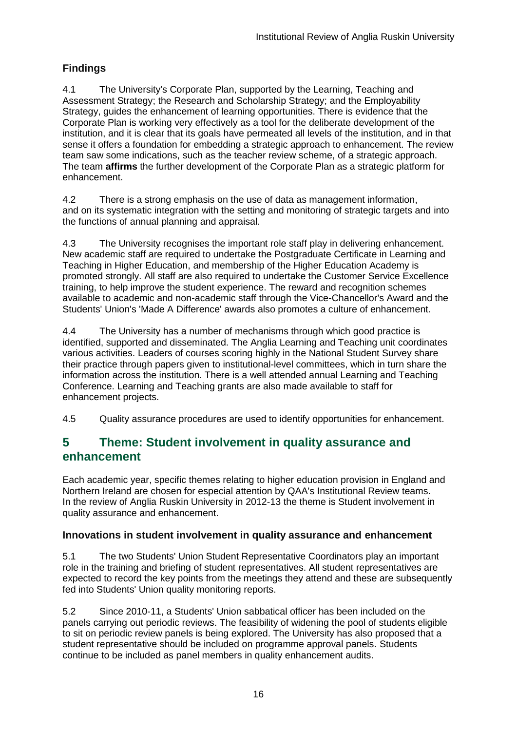### Findings

4.1 The University's Corporate Plan, supported by the Learning, Teaching and Assessment Strategy; the Research and Scholarship Strategy; and the Employability Strategy, guides the enhancement of learning opportunities. There is evidence that the Corporate Plan is working very effectively as a tool for the deliberate development of the institution, and it is clear that its goals have permeated all levels of the institution, and in that sense it offers a foundation for embedding a strategic approach to enhancement. The review team saw some indications, such as the teacher review scheme, of a strategic approach. The team **affirms** the further development of the Corporate Plan as a strategic platform for enhancement.

4.2 There is a strong emphasis on the use of data as management information, and on its systematic integration with the setting and monitoring of strategic targets and into the functions of annual planning and appraisal.

4.3 The University recognises the important role staff play in delivering enhancement. New academic staff are required to undertake the Postgraduate Certificate in Learning and Teaching in Higher Education, and membership of the Higher Education Academy is promoted strongly. All staff are also required to undertake the Customer Service Excellence training, to help improve the student experience. The reward and recognition schemes available to academic and non-academic staff through the Vice-Chancellor's Award and the Students' Union's 'Made A Difference' awards also promotes a culture of enhancement.

4.4 The University has a number of mechanisms through which good practice is identified, supported and disseminated. The Anglia Learning and Teaching unit coordinates various activities. Leaders of courses scoring highly in the National Student Survey share their practice through papers given to institutional-level committees, which in turn share the information across the institution. There is a well attended annual Learning and Teaching Conference. Learning and Teaching grants are also made available to staff for enhancement projects.

4.5 Quality assurance procedures are used to identify opportunities for enhancement.

## 5 Theme: Student involvement in quality assurance and enhancement

Each academic year, specific themes relating to higher education provision in England and Northern Ireland are chosen for especial attention by QAA's Institutional Review teams. In the review of Anglia Ruskin University in 2012-13 the theme is Student involvement in quality assurance and enhancement.

### Innovations in student involvement in quality assurance and enhancement

5.1 The two Students' Union Student Representative Coordinators play an important role in the training and briefing of student representatives. All student representatives are expected to record the key points from the meetings they attend and these are subsequently fed into Students' Union quality monitoring reports.

5.2 Since 2010-11, a Students' Union sabbatical officer has been included on the panels carrying out periodic reviews. The feasibility of widening the pool of students eligible to sit on periodic review panels is being explored. The University has also proposed that a student representative should be included on programme approval panels. Students continue to be included as panel members in quality enhancement audits.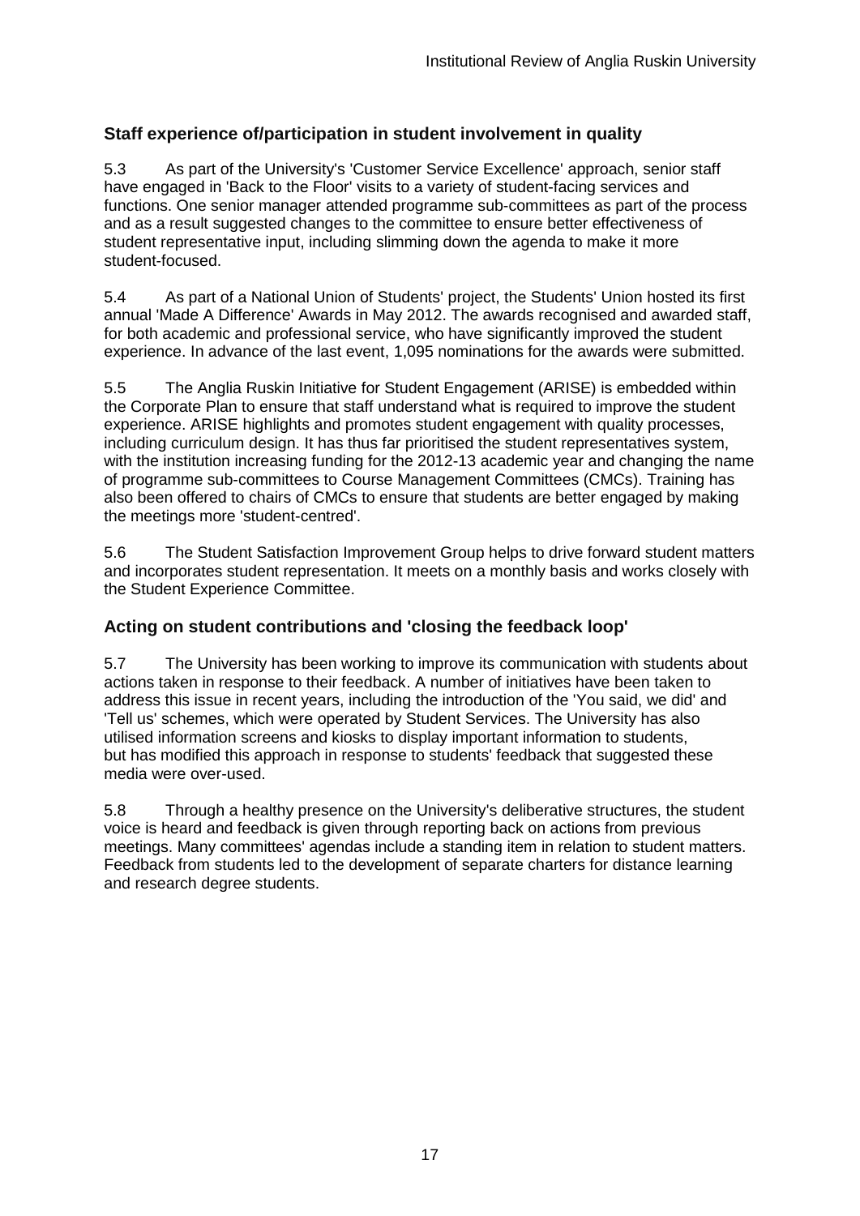### Staff experience of/participation in student involvement in quality

5.3 As part of the University's 'Customer Service Excellence' approach, senior staff have engaged in 'Back to the Floor' visits to a variety of student-facing services and functions. One senior manager attended programme sub-committees as part of the process and as a result suggested changes to the committee to ensure better effectiveness of student representative input, including slimming down the agenda to make it more student-focused.

5.4 As part of a National Union of Students' project, the Students' Union hosted its first annual 'Made A Difference' Awards in May 2012. The awards recognised and awarded staff, for both academic and professional service, who have significantly improved the student experience. In advance of the last event, 1,095 nominations for the awards were submitted.

5.5 The Anglia Ruskin Initiative for Student Engagement (ARISE) is embedded within the Corporate Plan to ensure that staff understand what is required to improve the student experience. ARISE highlights and promotes student engagement with quality processes, including curriculum design. It has thus far prioritised the student representatives system, with the institution increasing funding for the 2012-13 academic year and changing the name of programme sub-committees to Course Management Committees (CMCs). Training has also been offered to chairs of CMCs to ensure that students are better engaged by making the meetings more 'student-centred'.

5.6 The Student Satisfaction Improvement Group helps to drive forward student matters and incorporates student representation. It meets on a monthly basis and works closely with the Student Experience Committee.

### Acting on student contributions and 'closing the feedback loop'

5.7 The University has been working to improve its communication with students about actions taken in response to their feedback. A number of initiatives have been taken to address this issue in recent years, including the introduction of the 'You said, we did' and 'Tell us' schemes, which were operated by Student Services. The University has also utilised information screens and kiosks to display important information to students, but has modified this approach in response to students' feedback that suggested these media were over-used.

5.8 Through a healthy presence on the University's deliberative structures, the student voice is heard and feedback is given through reporting back on actions from previous meetings. Many committees' agendas include a standing item in relation to student matters. Feedback from students led to the development of separate charters for distance learning and research degree students.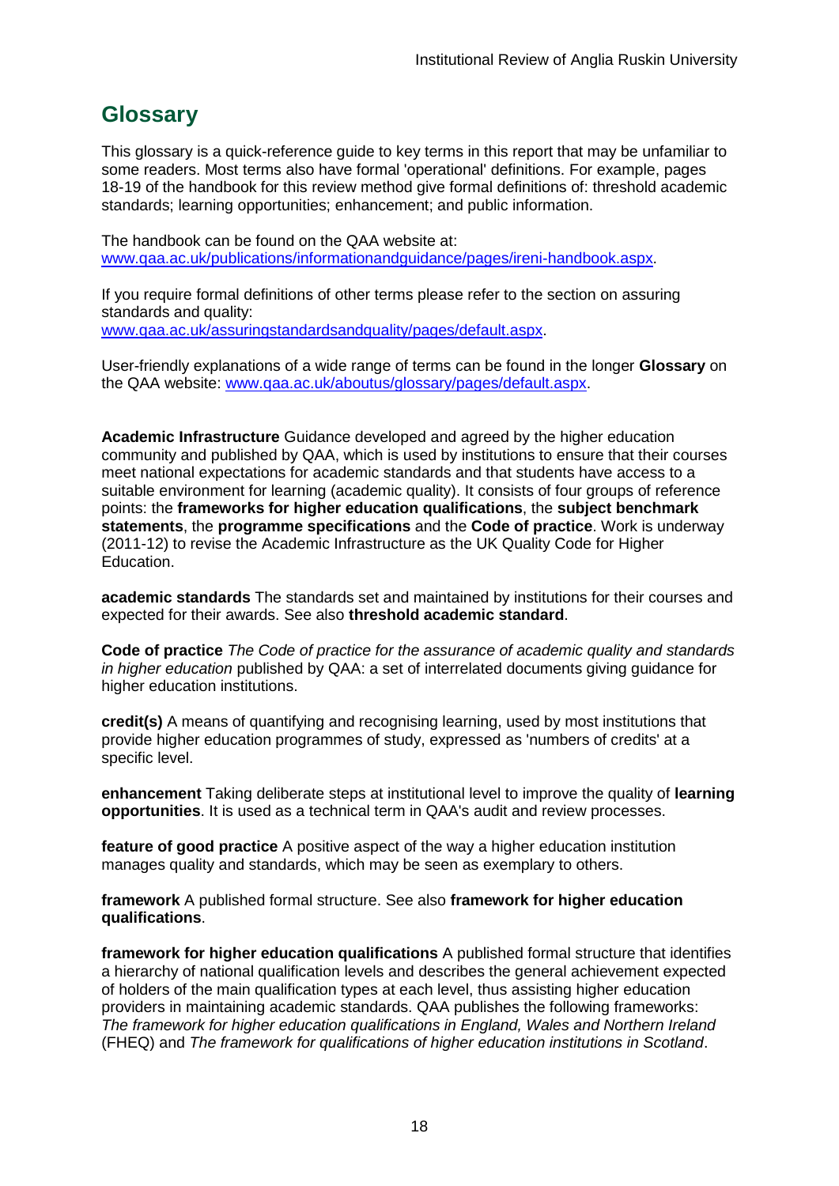## Glossary

This glossary is a quick-reference guide to key terms in this report that may be unfamiliar to some readers. Most terms also have formal 'operational' definitions. For example, pages 18-19 of the handbook for this review method give formal definitions of: threshold academic standards; learning opportunities; enhancement; and public information.

The handbook can be found on the QAA website at: [www.qaa.ac.uk/publications/informationandguidance/pages/ireni-handbook.aspx](http://www.qaa.ac.uk/publications/informationandguidance/pages/ireni-handbook.aspx).

If you require formal definitions of other terms please refer to the section on assuring standards and quality: [www.qaa.ac.uk/assuringstandardsandquality/pages/default.aspx](http://www.qaa.ac.uk/assuringstandardsandquality/pages/default.aspx).

User-friendly explanations of a wide range of terms can be found in the longer **Glossary** on the QAA website: [www.qaa.ac.uk/aboutus/glossary/pages/default.aspx](http://www.qaa.ac.uk/aboutus/glossary/pages/default.aspx).

**Academic Infrastructure** Guidance developed and agreed by the higher education community and published by QAA, which is used by institutions to ensure that their courses meet national expectations for academic standards and that students have access to a suitable environment for learning (academic quality). It consists of four groups of reference points: the **frameworks for higher education qualifications**, the **subject benchmark statements**, the **programme specifications** and the **Code of practice**. Work is underway (2011-12) to revise the Academic Infrastructure as the UK Quality Code for Higher Education.

**academic standards** The standards set and maintained by institutions for their courses and expected for their awards. See also **threshold academic standard**.

**Code of practice** *The Code of practice for the assurance of academic quality and standards in higher education* published by QAA: a set of interrelated documents giving guidance for higher education institutions.

**credit(s)** A means of quantifying and recognising learning, used by most institutions that provide higher education programmes of study, expressed as 'numbers of credits' at a specific level.

**enhancement** Taking deliberate steps at institutional level to improve the quality of **learning opportunities**. It is used as a technical term in QAA's audit and review processes.

**feature of good practice** A positive aspect of the way a higher education institution manages quality and standards, which may be seen as exemplary to others.

**framework** A published formal structure. See also **framework for higher education qualifications**.

**framework for higher education qualifications** A published formal structure that identifies a hierarchy of national qualification levels and describes the general achievement expected of holders of the main qualification types at each level, thus assisting higher education providers in maintaining academic standards. QAA publishes the following frameworks: *The framework for higher education qualifications in England, Wales and Northern Ireland* (FHEQ) and *The framework for qualifications of higher education institutions in Scotland*.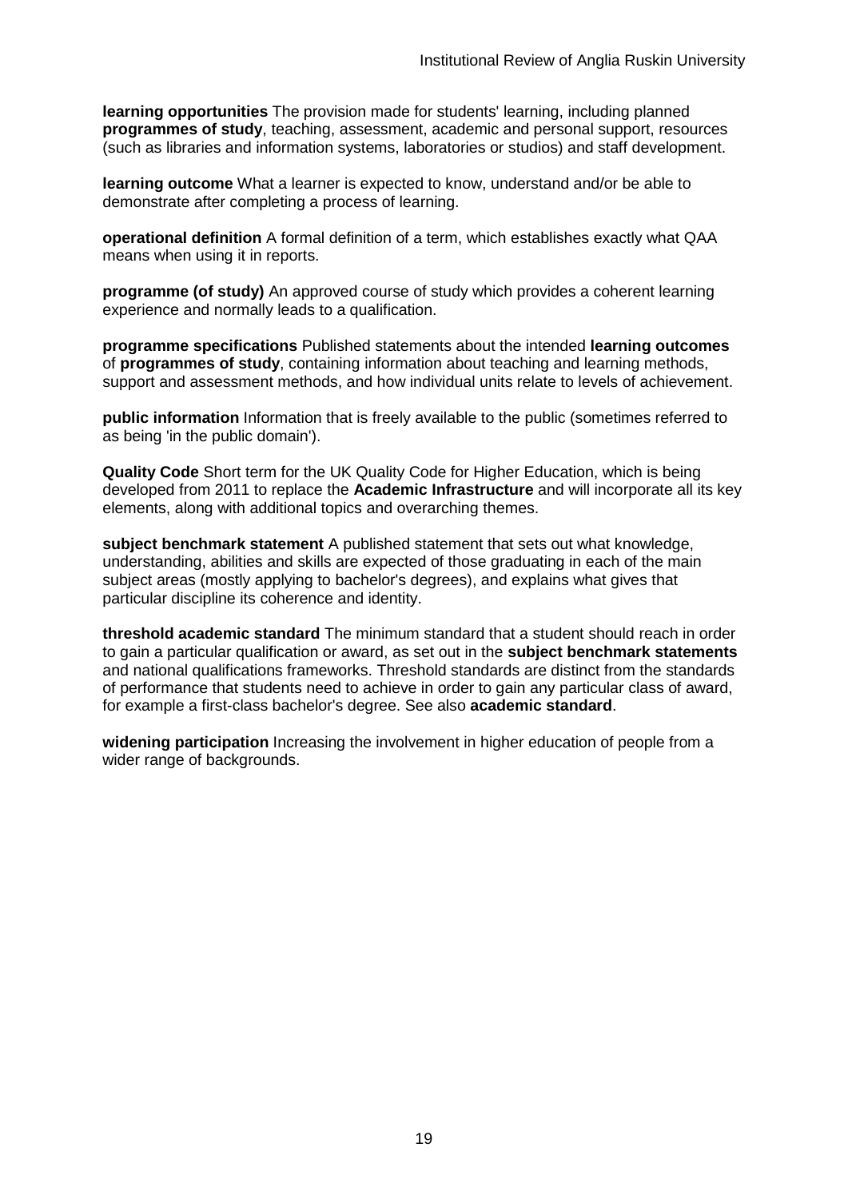**learning opportunities** The provision made for students' learning, including planned **programmes of study**, teaching, assessment, academic and personal support, resources (such as libraries and information systems, laboratories or studios) and staff development.

**learning outcome** What a learner is expected to know, understand and/or be able to demonstrate after completing a process of learning.

**operational definition** A formal definition of a term, which establishes exactly what QAA means when using it in reports.

**programme (of study)** An approved course of study which provides a coherent learning experience and normally leads to a qualification.

**programme specifications** Published statements about the intended **learning outcomes** of **programmes of study**, containing information about teaching and learning methods, support and assessment methods, and how individual units relate to levels of achievement.

**public information** Information that is freely available to the public (sometimes referred to as being 'in the public domain').

**Quality Code** Short term for the UK Quality Code for Higher Education, which is being developed from 2011 to replace the **Academic Infrastructure** and will incorporate all its key elements, along with additional topics and overarching themes.

**subject benchmark statement** A published statement that sets out what knowledge, understanding, abilities and skills are expected of those graduating in each of the main subject areas (mostly applying to bachelor's degrees), and explains what gives that particular discipline its coherence and identity.

**threshold academic standard** The minimum standard that a student should reach in order to gain a particular qualification or award, as set out in the **subject benchmark statements** and national qualifications frameworks. Threshold standards are distinct from the standards of performance that students need to achieve in order to gain any particular class of award, for example a first-class bachelor's degree. See also **academic standard**.

**widening participation** Increasing the involvement in higher education of people from a wider range of backgrounds.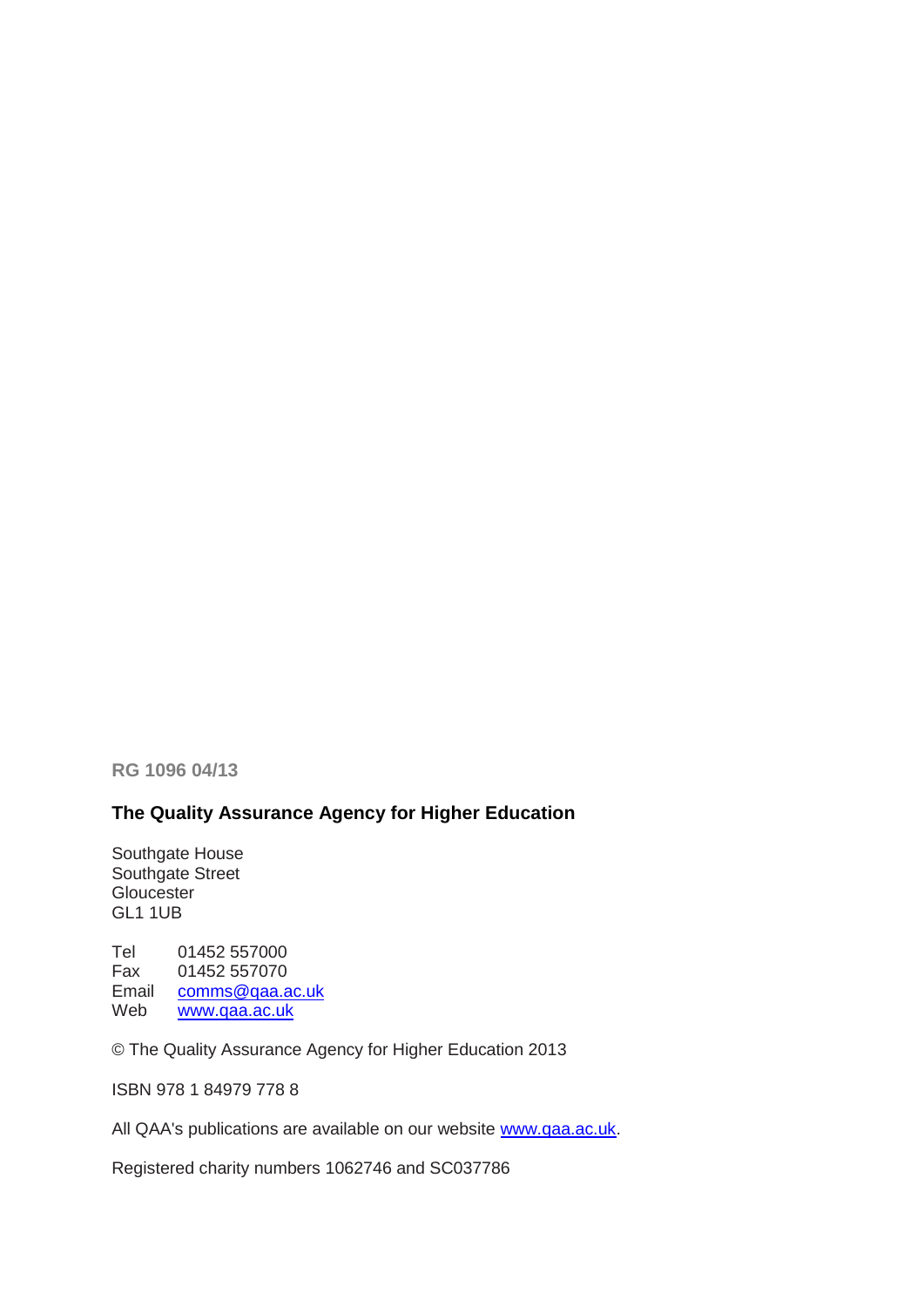**RG 1096 04/13**

**The Quality Assurance Agency for Higher Education**

Southgate House
Southgate Street
Gloucester
GL1 1UB

| | |
|---|---|
| Tel | 01452 557000 |
| Fax | 01452 557070 |
| Email | comms@qaa.ac.uk |
| Web | www.qaa.ac.uk |

© The Quality Assurance Agency for Higher Education 2013

ISBN 978 1 84979 778 8

All QAA's publications are available on our website www.qaa.ac.uk.

Registered charity numbers 1062746 and SC037786